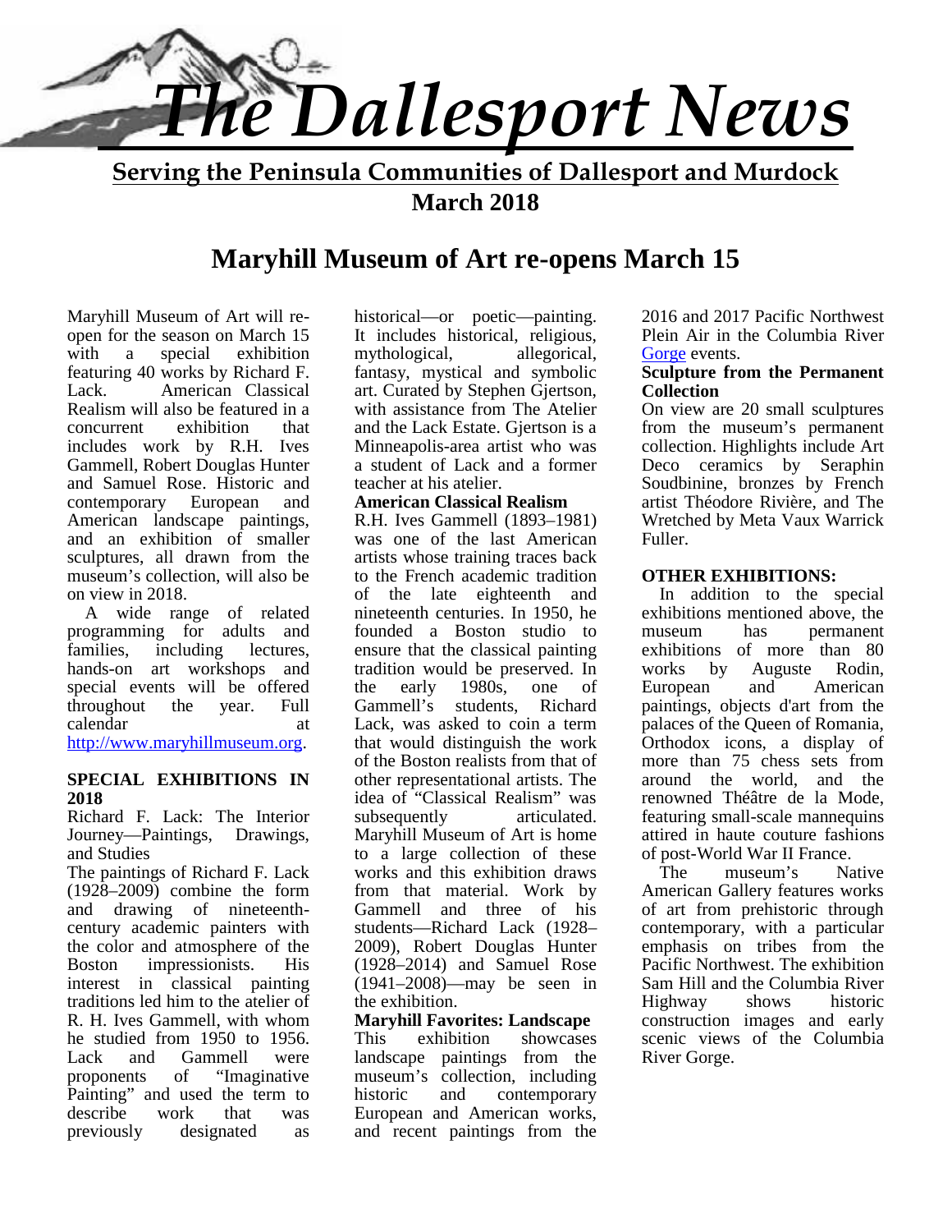# The Dallesport News

**Serving the Peninsula Communities of Dallesport and Murdock**

**March 2018**

## Maryhill Museum of Art re-opens March 15

Maryhill Museum of Art will re-open for the season on March 15 with a special exhibition featuring 40 works by Richard F. Lack. American Classical Realism will also be featured in a concurrent exhibition that includes work by R.H. Ives Gammell, Robert Douglas Hunter and Samuel Rose. Historic and contemporary European and American landscape paintings, and an exhibition of smaller sculptures, all drawn from the museum's collection, will also be on view in 2018.

A wide range of related programming for adults and families, including lectures, hands-on art workshops and special events will be offered throughout the year. Full calendar at [http://www.maryhillmuseum.org](http://www.maryhillmuseum.org).

**SPECIAL EXHIBITIONS IN 2018**

Richard F. Lack: The Interior Journey—Paintings, Drawings, and Studies

The paintings of Richard F. Lack (1928–2009) combine the form and drawing of nineteenth-century academic painters with the color and atmosphere of the Boston impressionists. His interest in classical painting traditions led him to the atelier of R. H. Ives Gammell, with whom he studied from 1950 to 1956. Lack and Gammell were proponents of "Imaginative Painting" and used the term to describe work that was previously designated as historical—or poetic—painting. It includes historical, religious, mythological, allegorical, fantasy, mystical and symbolic art. Curated by Stephen Gjertson, with assistance from The Atelier and the Lack Estate. Gjertson is a Minneapolis-area artist who was a student of Lack and a former teacher at his atelier.

**American Classical Realism**

R.H. Ives Gammell (1893–1981) was one of the last American artists whose training traces back to the French academic tradition of the late eighteenth and nineteenth centuries. In 1950, he founded a Boston studio to ensure that the classical painting tradition would be preserved. In the early 1980s, one of Gammell's students, Richard Lack, was asked to coin a term that would distinguish the work of the Boston realists from that of other representational artists. The idea of "Classical Realism" was subsequently articulated. Maryhill Museum of Art is home to a large collection of these works and this exhibition draws from that material. Work by Gammell and three of his students—Richard Lack (1928–2009), Robert Douglas Hunter (1928–2014) and Samuel Rose (1941–2008)—may be seen in the exhibition.

**Maryhill Favorites: Landscape**

This exhibition showcases landscape paintings from the museum's collection, including historic and contemporary European and American works, and recent paintings from the 2016 and 2017 Pacific Northwest Plein Air in the Columbia River Gorge events.

**Sculpture from the Permanent Collection**

On view are 20 small sculptures from the museum's permanent collection. Highlights include Art Deco ceramics by Seraphin Soudbinine, bronzes by French artist Théodore Rivière, and The Wretched by Meta Vaux Warrick Fuller.

**OTHER EXHIBITIONS:**

In addition to the special exhibitions mentioned above, the museum has permanent exhibitions of more than 80 works by Auguste Rodin, European and American paintings, objects d'art from the palaces of the Queen of Romania, Orthodox icons, a display of more than 75 chess sets from around the world, and the renowned Théâtre de la Mode, featuring small-scale mannequins attired in haute couture fashions of post-World War II France.

The museum's Native American Gallery features works of art from prehistoric through contemporary, with a particular emphasis on tribes from the Pacific Northwest. The exhibition Sam Hill and the Columbia River Highway shows historic construction images and early scenic views of the Columbia River Gorge.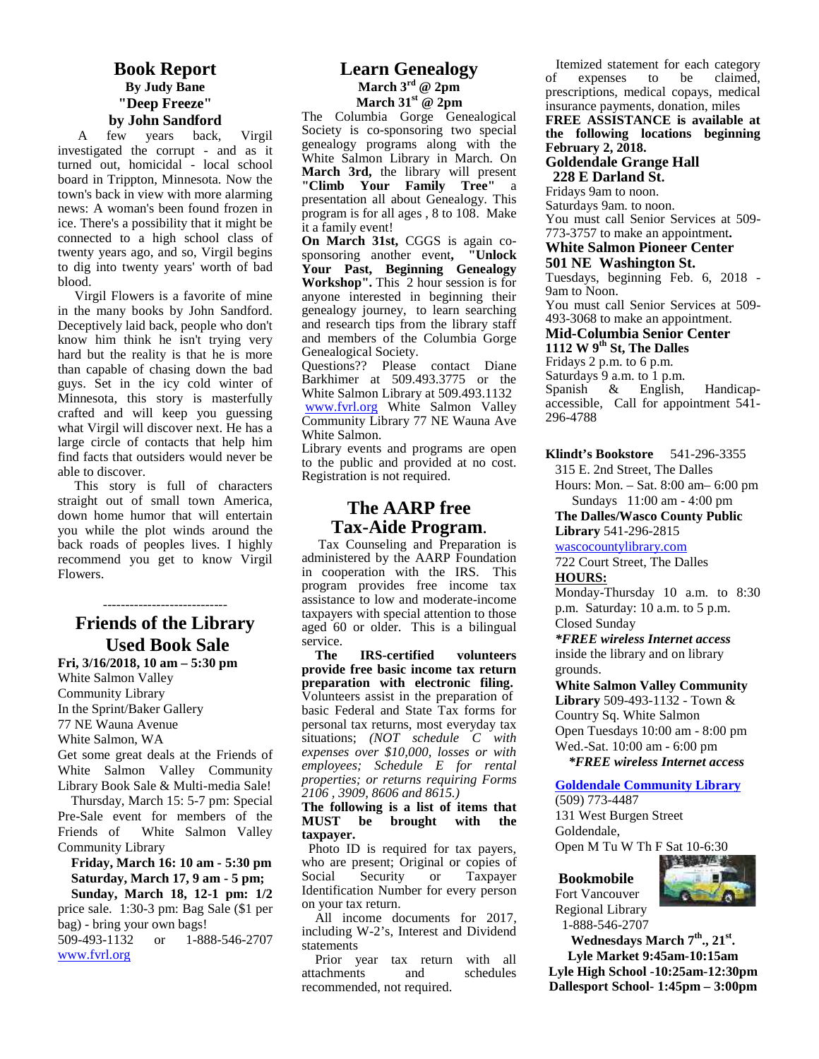## Book Report

**By Judy Bane**

**"Deep Freeze"**

**by John Sandford**

A few years back, Virgil investigated the corrupt - and as it turned out, homicidal - local school board in Trippton, Minnesota. Now the town's back in view with more alarming news: A woman's been found frozen in ice. There's a possibility that it might be connected to a high school class of twenty years ago, and so, Virgil begins to dig into twenty years' worth of bad blood.

Virgil Flowers is a favorite of mine in the many books by John Sandford. Deceptively laid back, people who don't know him think he isn't trying very hard but the reality is that he is more than capable of chasing down the bad guys. Set in the icy cold winter of Minnesota, this story is masterfully crafted and will keep you guessing what Virgil will discover next. He has a large circle of contacts that help him find facts that outsiders would never be able to discover.

This story is full of characters straight out of small town America, down home humor that will entertain you while the plot winds around the back roads of peoples lives. I highly recommend you get to know Virgil Flowers.

----------------------------

## Friends of the Library Used Book Sale

**Fri, 3/16/2018, 10 am – 5:30 pm**

White Salmon Valley Community Library
In the Sprint/Baker Gallery
77 NE Wauna Avenue
White Salmon, WA

Get some great deals at the Friends of White Salmon Valley Community Library Book Sale & Multi-media Sale!

Thursday, March 15: 5-7 pm: Special Pre-Sale event for members of the Friends of White Salmon Valley Community Library

**Friday, March 16: 10 am - 5:30 pm**

**Saturday, March 17, 9 am - 5 pm;**

**Sunday, March 18, 12-1 pm: 1/2** price sale. 1:30-3 pm: Bag Sale ($1 per bag) - bring your own bags!

509-493-1132 or 1-888-546-2707
www.fvrl.org

## Learn Genealogy

**March 3rd @ 2pm**

**March 31st @ 2pm**

The Columbia Gorge Genealogical Society is co-sponsoring two special genealogy programs along with the White Salmon Library in March. On **March 3rd,** the library will present **"Climb Your Family Tree"** a presentation all about Genealogy. This program is for all ages , 8 to 108. Make it a family event!

**On March 31st,** CGGS is again co-sponsoring another event**, "Unlock Your Past, Beginning Genealogy Workshop".** This 2 hour session is for anyone interested in beginning their genealogy journey, to learn searching and research tips from the library staff and members of the Columbia Gorge Genealogical Society.

Questions?? Please contact Diane Barkhimer at 509.493.3775 or the White Salmon Library at 509.493.1132
www.fvrl.org White Salmon Valley Community Library 77 NE Wauna Ave White Salmon.

Library events and programs are open to the public and provided at no cost. Registration is not required.

## The AARP free Tax-Aide Program.

Tax Counseling and Preparation is administered by the AARP Foundation in cooperation with the IRS. This program provides free income tax assistance to low and moderate-income taxpayers with special attention to those aged 60 or older. This is a bilingual service.

**The IRS-certified volunteers provide free basic income tax return preparation with electronic filing.** Volunteers assist in the preparation of basic Federal and State Tax forms for personal tax returns, most everyday tax situations; *(NOT schedule C with expenses over $10,000, losses or with employees; Schedule E for rental properties; or returns requiring Forms 2106 , 3909, 8606 and 8615.)*

**The following is a list of items that MUST be brought with the taxpayer.**

Photo ID is required for tax payers, who are present; Original or copies of Social Security or Taxpayer Identification Number for every person on your tax return.

All income documents for 2017, including W-2's, Interest and Dividend statements

Prior year tax return with all attachments and schedules recommended, not required.

Itemized statement for each category of expenses to be claimed, prescriptions, medical copays, medical insurance payments, donation, miles

**FREE ASSISTANCE is available at the following locations beginning February 2, 2018.**

**Goldendale Grange Hall**
**228 E Darland St.**
Fridays 9am to noon.
Saturdays 9am. to noon.
You must call Senior Services at 509-773-3757 to make an appointment**.**

**White Salmon Pioneer Center**
**501 NE Washington St.**
Tuesdays, beginning Feb. 6, 2018 - 9am to Noon.
You must call Senior Services at 509-493-3068 to make an appointment.

**Mid-Columbia Senior Center**
**1112 W 9th St, The Dalles**
Fridays 2 p.m. to 6 p.m.
Saturdays 9 a.m. to 1 p.m.
Spanish & English, Handicap-accessible, Call for appointment 541-296-4788

**Klindt's Bookstore** 541-296-3355
315 E. 2nd Street, The Dalles
Hours: Mon. – Sat. 8:00 am– 6:00 pm
Sundays 11:00 am - 4:00 pm

**The Dalles/Wasco County Public Library** 541-296-2815
wascocountylibrary.com
722 Court Street, The Dalles
**HOURS:**
Monday-Thursday 10 a.m. to 8:30 p.m. Saturday: 10 a.m. to 5 p.m.
Closed Sunday
***FREE wireless Internet access*** inside the library and on library grounds.

**White Salmon Valley Community Library** 509-493-1132 - Town & Country Sq. White Salmon
Open Tuesdays 10:00 am - 8:00 pm
Wed.-Sat. 10:00 am - 6:00 pm
***FREE wireless Internet access***

**Goldendale Community Library**
(509) 773-4487
131 West Burgen Street
Goldendale,
Open M Tu W Th F Sat 10-6:30

**Bookmobile**
Fort Vancouver Regional Library
1-888-546-2707

**Wednesdays March 7th., 21st.**
**Lyle Market 9:45am-10:15am**
**Lyle High School -10:25am-12:30pm**
**Dallesport School- 1:45pm – 3:00pm**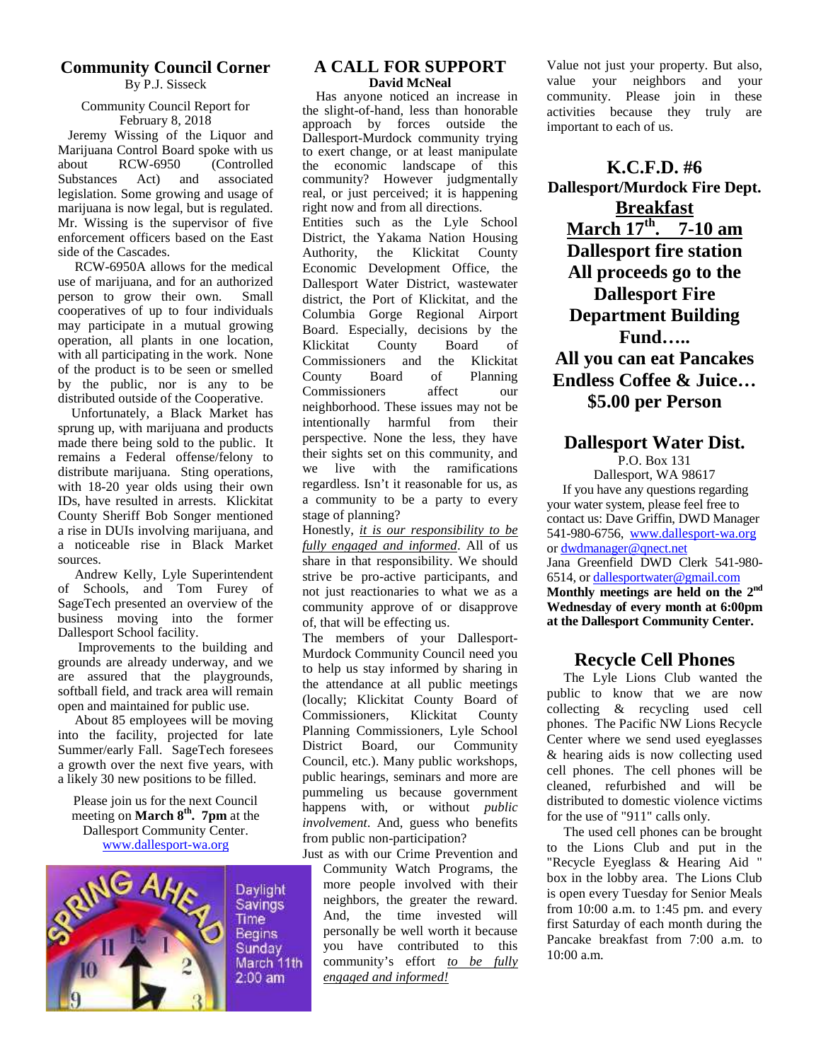## Community Council Corner

By P.J. Sisseck

Community Council Report for February 8, 2018

Jeremy Wissing of the Liquor and Marijuana Control Board spoke with us about RCW-6950 (Controlled Substances Act) and associated legislation. Some growing and usage of marijuana is now legal, but is regulated. Mr. Wissing is the supervisor of five enforcement officers based on the East side of the Cascades.

RCW-6950A allows for the medical use of marijuana, and for an authorized person to grow their own. Small cooperatives of up to four individuals may participate in a mutual growing operation, all plants in one location, with all participating in the work. None of the product is to be seen or smelled by the public, nor is any to be distributed outside of the Cooperative.

Unfortunately, a Black Market has sprung up, with marijuana and products made there being sold to the public. It remains a Federal offense/felony to distribute marijuana. Sting operations, with 18-20 year olds using their own IDs, have resulted in arrests. Klickitat County Sheriff Bob Songer mentioned a rise in DUIs involving marijuana, and a noticeable rise in Black Market sources.

Andrew Kelly, Lyle Superintendent of Schools, and Tom Furey of SageTech presented an overview of the business moving into the former Dallesport School facility.

Improvements to the building and grounds are already underway, and we are assured that the playgrounds, softball field, and track area will remain open and maintained for public use.

About 85 employees will be moving into the facility, projected for late Summer/early Fall. SageTech foresees a growth over the next five years, with a likely 30 new positions to be filled.

Please join us for the next Council meeting on **March 8th. 7pm** at the Dallesport Community Center.
www.dallesport-wa.org

Daylight Savings Time Begins Sunday March 11th 2:00 am

## A CALL FOR SUPPORT

**David McNeal**

Has anyone noticed an increase in the slight-of-hand, less than honorable approach by forces outside the Dallesport-Murdock community trying to exert change, or at least manipulate the economic landscape of this community? However judgmentally real, or just perceived; it is happening right now and from all directions.

Entities such as the Lyle School District, the Yakama Nation Housing Authority, the Klickitat County Economic Development Office, the Dallesport Water District, wastewater district, the Port of Klickitat, and the Columbia Gorge Regional Airport Board. Especially, decisions by the Klickitat County Board of Commissioners and the Klickitat County Board of Planning Commissioners affect our neighborhood. These issues may not be intentionally harmful from their perspective. None the less, they have their sights set on this community, and we live with the ramifications regardless. Isn't it reasonable for us, as a community to be a party to every stage of planning?

Honestly, *it is our responsibility to be fully engaged and informed*. All of us share in that responsibility. We should strive be pro-active participants, and not just reactionaries to what we as a community approve of or disapprove of, that will be effecting us.

The members of your Dallesport-Murdock Community Council need you to help us stay informed by sharing in the attendance at all public meetings (locally; Klickitat County Board of Commissioners, Klickitat County Planning Commissioners, Lyle School District Board, our Community Council, etc.). Many public workshops, public hearings, seminars and more are pummeling us because government happens with, or without *public involvement*. And, guess who benefits from public non-participation?

Just as with our Crime Prevention and Community Watch Programs, the more people involved with their neighbors, the greater the reward. And, the time invested will personally be well worth it because you have contributed to this community's effort *to be fully engaged and informed!*

Value not just your property. But also, value your neighbors and your community. Please join in these activities because they truly are important to each of us.

## K.C.F.D. #6

**Dallesport/Murdock Fire Dept.**

**Breakfast**

**March 17th. 7-10 am**

**Dallesport fire station**

**All proceeds go to the Dallesport Fire Department Building Fund…..**

**All you can eat Pancakes**

**Endless Coffee & Juice…**

**$5.00 per Person**

## Dallesport Water Dist.

P.O. Box 131
Dallesport, WA 98617

If you have any questions regarding your water system, please feel free to contact us: Dave Griffin, DWD Manager 541-980-6756, www.dallesport-wa.org or dwdmanager@qnect.net

Jana Greenfield DWD Clerk 541-980-6514, or dallesportwater@gmail.com

**Monthly meetings are held on the 2nd Wednesday of every month at 6:00pm at the Dallesport Community Center.**

## Recycle Cell Phones

The Lyle Lions Club wanted the public to know that we are now collecting & recycling used cell phones. The Pacific NW Lions Recycle Center where we send used eyeglasses & hearing aids is now collecting used cell phones. The cell phones will be cleaned, refurbished and will be distributed to domestic violence victims for the use of "911" calls only.

The used cell phones can be brought to the Lions Club and put in the "Recycle Eyeglass & Hearing Aid " box in the lobby area. The Lions Club is open every Tuesday for Senior Meals from 10:00 a.m. to 1:45 pm. and every first Saturday of each month during the Pancake breakfast from 7:00 a.m. to 10:00 a.m.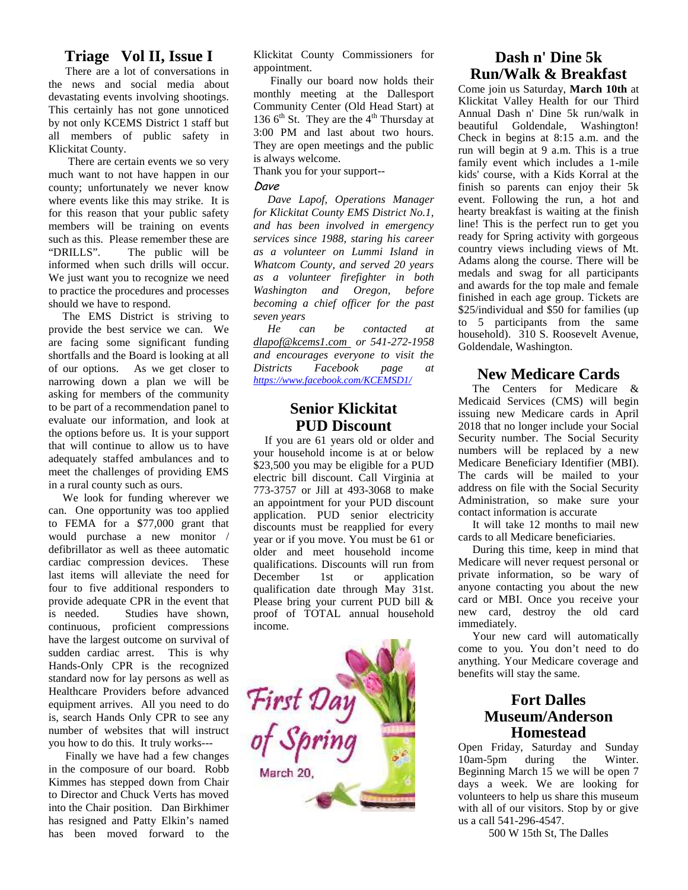## Triage Vol II, Issue I

There are a lot of conversations in the news and social media about devastating events involving shootings. This certainly has not gone unnoticed by not only KCEMS District 1 staff but all members of public safety in Klickitat County.

There are certain events we so very much want to not have happen in our county; unfortunately we never know where events like this may strike. It is for this reason that your public safety members will be training on events such as this. Please remember these are "DRILLS". The public will be informed when such drills will occur. We just want you to recognize we need to practice the procedures and processes should we have to respond.

The EMS District is striving to provide the best service we can. We are facing some significant funding shortfalls and the Board is looking at all of our options. As we get closer to narrowing down a plan we will be asking for members of the community to be part of a recommendation panel to evaluate our information, and look at the options before us. It is your support that will continue to allow us to have adequately staffed ambulances and to meet the challenges of providing EMS in a rural county such as ours.

We look for funding wherever we can. One opportunity was too applied to FEMA for a $77,000 grant that would purchase a new monitor / defibrillator as well as theee automatic cardiac compression devices. These last items will alleviate the need for four to five additional responders to provide adequate CPR in the event that is needed. Studies have shown, continuous, proficient compressions have the largest outcome on survival of sudden cardiac arrest. This is why Hands-Only CPR is the recognized standard now for lay persons as well as Healthcare Providers before advanced equipment arrives. All you need to do is, search Hands Only CPR to see any number of websites that will instruct you how to do this. It truly works---

Finally we have had a few changes in the composure of our board. Robb Kimmes has stepped down from Chair to Director and Chuck Verts has moved into the Chair position. Dan Birkhimer has resigned and Patty Elkin's named has been moved forward to the Klickitat County Commissioners for appointment.

Finally our board now holds their monthly meeting at the Dallesport Community Center (Old Head Start) at 136 6th St. They are the 4th Thursday at 3:00 PM and last about two hours. They are open meetings and the public is always welcome.

Thank you for your support--

*Dave*

*Dave Lapof, Operations Manager for Klickitat County EMS District No.1, and has been involved in emergency services since 1988, staring his career as a volunteer on Lummi Island in Whatcom County, and served 20 years as a volunteer firefighter in both Washington and Oregon, before becoming a chief officer for the past seven years*

*He can be contacted at dlapof@kcems1.com or 541-272-1958 and encourages everyone to visit the Districts Facebook page at https://www.facebook.com/KCEMSD1/*

## Senior Klickitat PUD Discount

If you are 61 years old or older and your household income is at or below $23,500 you may be eligible for a PUD electric bill discount. Call Virginia at 773-3757 or Jill at 493-3068 to make an appointment for your PUD discount application. PUD senior electricity discounts must be reapplied for every year or if you move. You must be 61 or older and meet household income qualifications. Discounts will run from December 1st or application qualification date through May 31st. Please bring your current PUD bill & proof of TOTAL annual household income.

First Day of Spring

March 20,

## Dash n' Dine 5k Run/Walk & Breakfast

Come join us Saturday, **March 10th** at Klickitat Valley Health for our Third Annual Dash n' Dine 5k run/walk in beautiful Goldendale, Washington! Check in begins at 8:15 a.m. and the run will begin at 9 a.m. This is a true family event which includes a 1-mile kids' course, with a Kids Korral at the finish so parents can enjoy their 5k event. Following the run, a hot and hearty breakfast is waiting at the finish line! This is the perfect run to get you ready for Spring activity with gorgeous country views including views of Mt. Adams along the course. There will be medals and swag for all participants and awards for the top male and female finished in each age group. Tickets are $25/individual and $50 for families (up to 5 participants from the same household). 310 S. Roosevelt Avenue, Goldendale, Washington.

## New Medicare Cards

The Centers for Medicare & Medicaid Services (CMS) will begin issuing new Medicare cards in April 2018 that no longer include your Social Security number. The Social Security numbers will be replaced by a new Medicare Beneficiary Identifier (MBI). The cards will be mailed to your address on file with the Social Security Administration, so make sure your contact information is accurate

It will take 12 months to mail new cards to all Medicare beneficiaries.

During this time, keep in mind that Medicare will never request personal or private information, so be wary of anyone contacting you about the new card or MBI. Once you receive your new card, destroy the old card immediately.

Your new card will automatically come to you. You don't need to do anything. Your Medicare coverage and benefits will stay the same.

## Fort Dalles Museum/Anderson Homestead

Open Friday, Saturday and Sunday 10am-5pm during the Winter. Beginning March 15 we will be open 7 days a week. We are looking for volunteers to help us share this museum with all of our visitors. Stop by or give us a call 541-296-4547.

500 W 15th St, The Dalles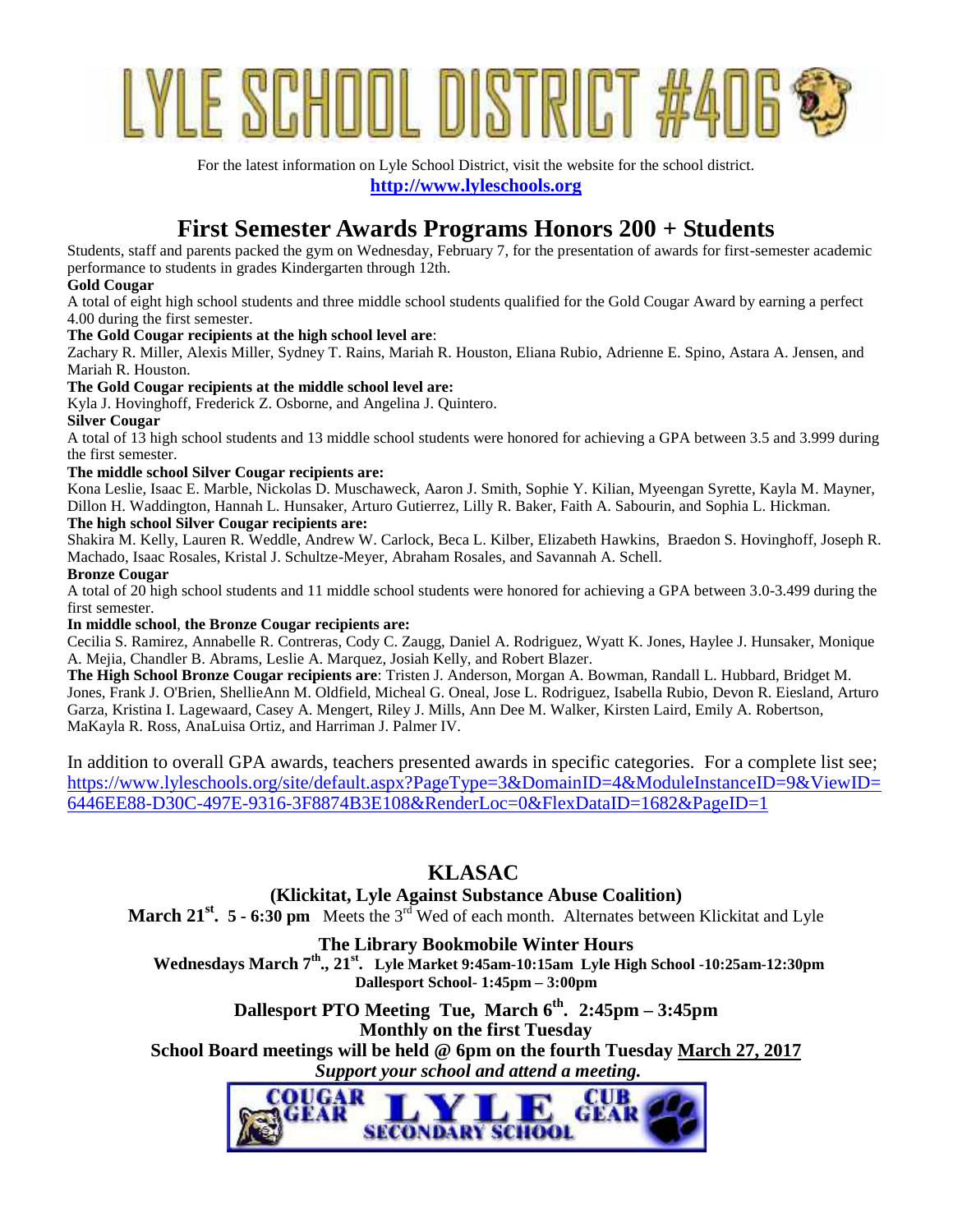# LYLE SCHOOL DISTRICT #406

For the latest information on Lyle School District, visit the website for the school district.
**http://www.lyleschools.org**

## First Semester Awards Programs Honors 200 + Students

Students, staff and parents packed the gym on Wednesday, February 7, for the presentation of awards for first-semester academic performance to students in grades Kindergarten through 12th.

**Gold Cougar**

A total of eight high school students and three middle school students qualified for the Gold Cougar Award by earning a perfect 4.00 during the first semester.

**The Gold Cougar recipients at the high school level are**:

Zachary R. Miller, Alexis Miller, Sydney T. Rains, Mariah R. Houston, Eliana Rubio, Adrienne E. Spino, Astara A. Jensen, and Mariah R. Houston.

**The Gold Cougar recipients at the middle school level are:**

Kyla J. Hovinghoff, Frederick Z. Osborne, and Angelina J. Quintero.

**Silver Cougar**

A total of 13 high school students and 13 middle school students were honored for achieving a GPA between 3.5 and 3.999 during the first semester.

**The middle school Silver Cougar recipients are:**

Kona Leslie, Isaac E. Marble, Nickolas D. Muschaweck, Aaron J. Smith, Sophie Y. Kilian, Myeengan Syrette, Kayla M. Mayner, Dillon H. Waddington, Hannah L. Hunsaker, Arturo Gutierrez, Lilly R. Baker, Faith A. Sabourin, and Sophia L. Hickman.

**The high school Silver Cougar recipients are:**

Shakira M. Kelly, Lauren R. Weddle, Andrew W. Carlock, Beca L. Kilber, Elizabeth Hawkins, Braedon S. Hovinghoff, Joseph R. Machado, Isaac Rosales, Kristal J. Schultze-Meyer, Abraham Rosales, and Savannah A. Schell.

**Bronze Cougar**

A total of 20 high school students and 11 middle school students were honored for achieving a GPA between 3.0-3.499 during the first semester.

**In middle school**, **the Bronze Cougar recipients are:**

Cecilia S. Ramirez, Annabelle R. Contreras, Cody C. Zaugg, Daniel A. Rodriguez, Wyatt K. Jones, Haylee J. Hunsaker, Monique A. Mejia, Chandler B. Abrams, Leslie A. Marquez, Josiah Kelly, and Robert Blazer.

**The High School Bronze Cougar recipients are**: Tristen J. Anderson, Morgan A. Bowman, Randall L. Hubbard, Bridget M. Jones, Frank J. O'Brien, ShellieAnn M. Oldfield, Micheal G. Oneal, Jose L. Rodriguez, Isabella Rubio, Devon R. Eiesland, Arturo Garza, Kristina I. Lagewaard, Casey A. Mengert, Riley J. Mills, Ann Dee M. Walker, Kirsten Laird, Emily A. Robertson, MaKayla R. Ross, AnaLuisa Ortiz, and Harriman J. Palmer IV.

In addition to overall GPA awards, teachers presented awards in specific categories. For a complete list see; https://www.lyleschools.org/site/default.aspx?PageType=3&DomainID=4&ModuleInstanceID=9&ViewID=6446EE88-D30C-497E-9316-3F8874B3E108&RenderLoc=0&FlexDataID=1682&PageID=1

## KLASAC

**(Klickitat, Lyle Against Substance Abuse Coalition)**

**March 21st. 5 - 6:30 pm** Meets the 3rd Wed of each month. Alternates between Klickitat and Lyle

**The Library Bookmobile Winter Hours**

**Wednesdays March 7th., 21st. Lyle Market 9:45am-10:15am Lyle High School -10:25am-12:30pm Dallesport School- 1:45pm – 3:00pm**

**Dallesport PTO Meeting Tue, March 6th. 2:45pm – 3:45pm**

**Monthly on the first Tuesday**

**School Board meetings will be held @ 6pm on the fourth Tuesday March 27, 2017**

***Support your school and attend a meeting.***

COUGAR GEAR LYLE SECONDARY SCHOOL CUB GEAR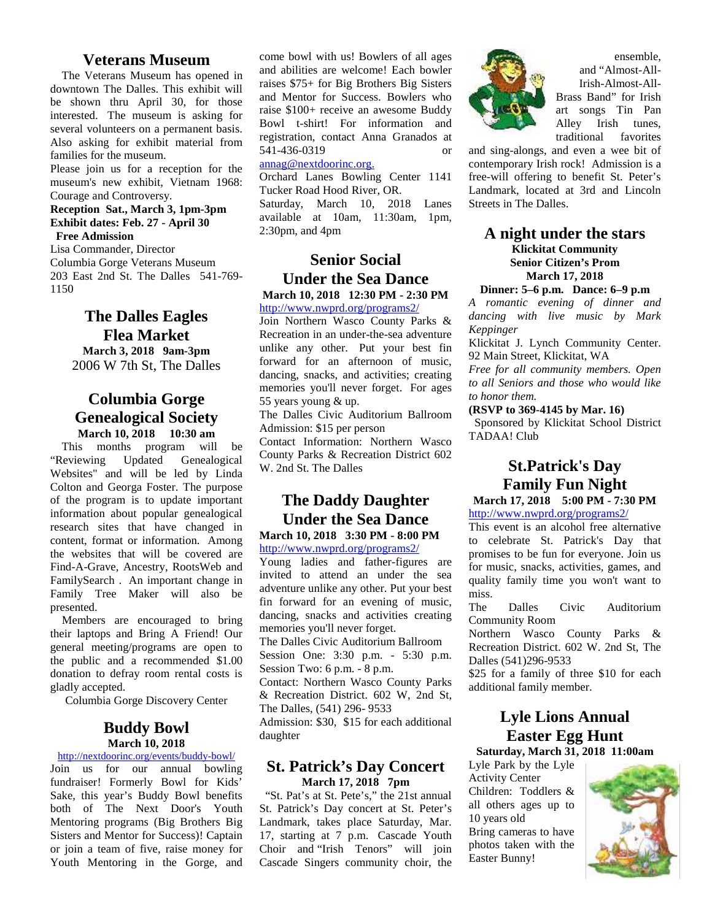## Veterans Museum

The Veterans Museum has opened in downtown The Dalles. This exhibit will be shown thru April 30, for those interested. The museum is asking for several volunteers on a permanent basis. Also asking for exhibit material from families for the museum.

Please join us for a reception for the museum's new exhibit, Vietnam 1968: Courage and Controversy.

**Reception Sat., March 3, 1pm-3pm**
**Exhibit dates: Feb. 27 - April 30**
**Free Admission**

Lisa Commander, Director
Columbia Gorge Veterans Museum
203 East 2nd St. The Dalles 541-769-1150

## The Dalles Eagles Flea Market

**March 3, 2018 9am-3pm**
2006 W 7th St, The Dalles

## Columbia Gorge Genealogical Society

**March 10, 2018 10:30 am**

This months program will be "Reviewing Updated Genealogical Websites" and will be led by Linda Colton and Georga Foster. The purpose of the program is to update important information about popular genealogical research sites that have changed in content, format or information. Among the websites that will be covered are Find-A-Grave, Ancestry, RootsWeb and FamilySearch . An important change in Family Tree Maker will also be presented.

Members are encouraged to bring their laptops and Bring A Friend! Our general meeting/programs are open to the public and a recommended $1.00 donation to defray room rental costs is gladly accepted.

Columbia Gorge Discovery Center

## Buddy Bowl

**March 10, 2018**

http://nextdoorinc.org/events/buddy-bowl/

Join us for our annual bowling fundraiser! Formerly Bowl for Kids' Sake, this year's Buddy Bowl benefits both of The Next Door's Youth Mentoring programs (Big Brothers Big Sisters and Mentor for Success)! Captain or join a team of five, raise money for Youth Mentoring in the Gorge, and come bowl with us! Bowlers of all ages and abilities are welcome! Each bowler raises $75+ for Big Brothers Big Sisters and Mentor for Success. Bowlers who raise $100+ receive an awesome Buddy Bowl t-shirt! For information and registration, contact Anna Granados at 541-436-0319 or annag@nextdoorinc.org.

Orchard Lanes Bowling Center 1141 Tucker Road Hood River, OR.

Saturday, March 10, 2018 Lanes available at 10am, 11:30am, 1pm, 2:30pm, and 4pm

## Senior Social Under the Sea Dance

**March 10, 2018 12:30 PM - 2:30 PM**

http://www.nwprd.org/programs2/

Join Northern Wasco County Parks & Recreation in an under-the-sea adventure unlike any other. Put your best fin forward for an afternoon of music, dancing, snacks, and activities; creating memories you'll never forget. For ages 55 years young & up.

The Dalles Civic Auditorium Ballroom
Admission: $15 per person

Contact Information: Northern Wasco County Parks & Recreation District 602 W. 2nd St. The Dalles

## The Daddy Daughter Under the Sea Dance

**March 10, 2018 3:30 PM - 8:00 PM**

http://www.nwprd.org/programs2/

Young ladies and father-figures are invited to attend an under the sea adventure unlike any other. Put your best fin forward for an evening of music, dancing, snacks and activities creating memories you'll never forget.

The Dalles Civic Auditorium Ballroom
Session One: 3:30 p.m. - 5:30 p.m.
Session Two: 6 p.m. - 8 p.m.

Contact: Northern Wasco County Parks & Recreation District. 602 W, 2nd St, The Dalles, (541) 296- 9533

Admission: $30, $15 for each additional daughter

## St. Patrick's Day Concert

**March 17, 2018 7pm**

"St. Pat's at St. Pete's," the 21st annual St. Patrick's Day concert at St. Peter's Landmark, takes place Saturday, Mar. 17, starting at 7 p.m. Cascade Youth Choir and "Irish Tenors" will join Cascade Singers community choir, the ensemble, and "Almost-All-Irish-Almost-All-Brass Band" for Irish art songs Tin Pan Alley Irish tunes, traditional favorites and sing-alongs, and even a wee bit of contemporary Irish rock! Admission is a free-will offering to benefit St. Peter's Landmark, located at 3rd and Lincoln Streets in The Dalles.

## A night under the stars

**Klickitat Community Senior Citizen's Prom**
**March 17, 2018**
**Dinner: 5–6 p.m. Dance: 6–9 p.m**

*A romantic evening of dinner and dancing with live music by Mark Keppinger*

Klickitat J. Lynch Community Center. 92 Main Street, Klickitat, WA

*Free for all community members. Open to all Seniors and those who would like to honor them.*

**(RSVP to 369-4145 by Mar. 16)**

Sponsored by Klickitat School District TADAA! Club

## St.Patrick's Day Family Fun Night

**March 17, 2018 5:00 PM - 7:30 PM**

http://www.nwprd.org/programs2/

This event is an alcohol free alternative to celebrate St. Patrick's Day that promises to be fun for everyone. Join us for music, snacks, activities, games, and quality family time you won't want to miss.

The Dalles Civic Auditorium Community Room

Northern Wasco County Parks & Recreation District. 602 W. 2nd St, The Dalles (541)296-9533

$25 for a family of three $10 for each additional family member.

## Lyle Lions Annual Easter Egg Hunt

**Saturday, March 31, 2018 11:00am**

Lyle Park by the Lyle Activity Center

Children: Toddlers & all others ages up to 10 years old

Bring cameras to have photos taken with the Easter Bunny!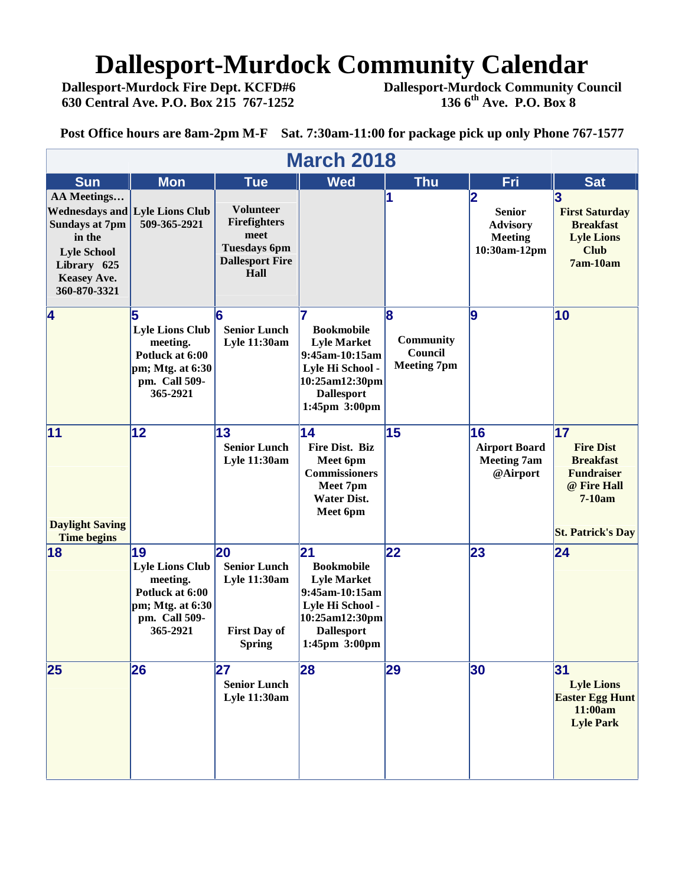# Dallesport-Murdock Community Calendar

**Dallesport-Murdock Fire Dept. KCFD#6**
**630 Central Ave. P.O. Box 215 767-1252**

**Dallesport-Murdock Community Council**
**136 6th Ave. P.O. Box 8**

**Post Office hours are 8am-2pm M-F Sat. 7:30am-11:00 for package pick up only Phone 767-1577**

## March 2018

| Sun | Mon | Tue | Wed | Thu | Fri | Sat |
|---|---|---|---|---|---|---|
| AA Meetings… Wednesdays and Sundays at 7pm in the Lyle School Library 625 Keasey Ave. 360-870-3321 | Lyle Lions Club 509-365-2921 | Volunteer Firefighters meet Tuesdays 6pm Dallesport Fire Hall | | 1 | 2 Senior Advisory Meeting 10:30am-12pm | 3 First Saturday Breakfast Lyle Lions Club 7am-10am |
| 4 | 5 Lyle Lions Club meeting. Potluck at 6:00 pm; Mtg. at 6:30 pm. Call 509-365-2921 | 6 Senior Lunch Lyle 11:30am | 7 Bookmobile Lyle Market 9:45am-10:15am Lyle Hi School - 10:25am12:30pm Dallesport 1:45pm 3:00pm | 8 Community Council Meeting 7pm | 9 | 10 |
| 11 Daylight Saving Time begins | 12 | 13 Senior Lunch Lyle 11:30am | 14 Fire Dist. Biz Meet 6pm Commissioners Meet 7pm Water Dist. Meet 6pm | 15 | 16 Airport Board Meeting 7am @Airport | 17 Fire Dist Breakfast Fundraiser @ Fire Hall 7-10am St. Patrick's Day |
| 18 | 19 Lyle Lions Club meeting. Potluck at 6:00 pm; Mtg. at 6:30 pm. Call 509-365-2921 | 20 Senior Lunch Lyle 11:30am First Day of Spring | 21 Bookmobile Lyle Market 9:45am-10:15am Lyle Hi School - 10:25am12:30pm Dallesport 1:45pm 3:00pm | 22 | 23 | 24 |
| 25 | 26 | 27 Senior Lunch Lyle 11:30am | 28 | 29 | 30 | 31 Lyle Lions Easter Egg Hunt 11:00am Lyle Park |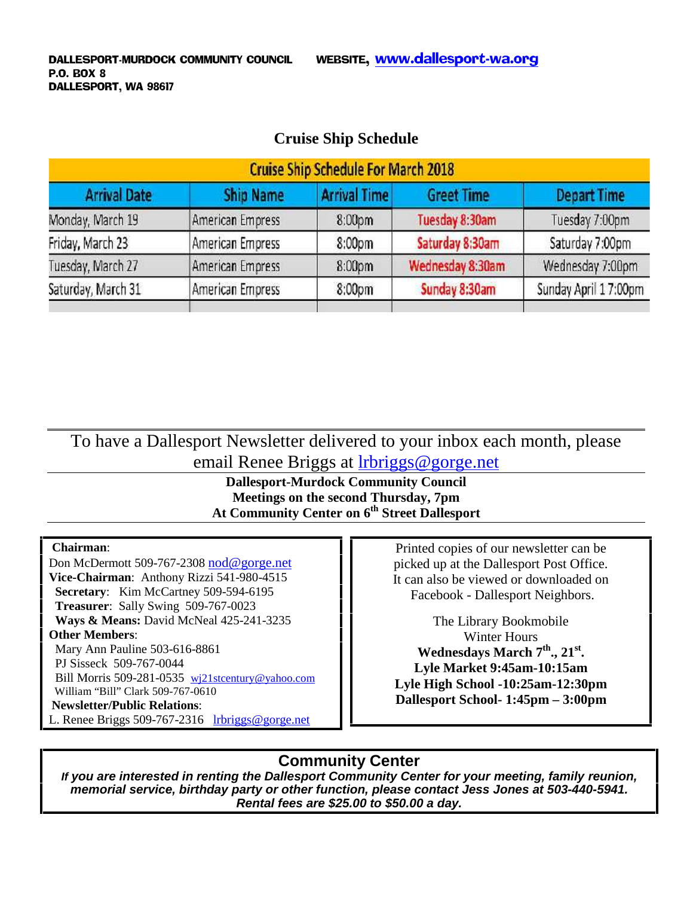**DALLESPORT-MURDOCK COMMUNITY COUNCIL** **WEBSITE, www.dallesport-wa.org**
**P.O. BOX 8**
**DALLESPORT, WA 98617**

## Cruise Ship Schedule

| Cruise Ship Schedule For March 2018 | | | | |
|---|---|---|---|---|
| **Arrival Date** | **Ship Name** | **Arrival Time** | **Greet Time** | **Depart Time** |
| Monday, March 19 | American Empress | 8:00pm | Tuesday 8:30am | Tuesday 7:00pm |
| Friday, March 23 | American Empress | 8:00pm | Saturday 8:30am | Saturday 7:00pm |
| Tuesday, March 27 | American Empress | 8:00pm | Wednesday 8:30am | Wednesday 7:00pm |
| Saturday, March 31 | American Empress | 8:00pm | Sunday 8:30am | Sunday April 1 7:00pm |

To have a Dallesport Newsletter delivered to your inbox each month, please email Renee Briggs at lrbriggs@gorge.net

**Dallesport-Murdock Community Council**
**Meetings on the second Thursday, 7pm**
**At Community Center on 6th Street Dallesport**

**Chairman**:
Don McDermott 509-767-2308 nod@gorge.net
**Vice-Chairman**: Anthony Rizzi 541-980-4515
**Secretary**: Kim McCartney 509-594-6195
**Treasurer**: Sally Swing 509-767-0023
**Ways & Means:** David McNeal 425-241-3235
**Other Members**:
Mary Ann Pauline 503-616-8861
PJ Sisseck 509-767-0044
Bill Morris 509-281-0535 wj21stcentury@yahoo.com
William "Bill" Clark 509-767-0610
**Newsletter/Public Relations**:
L. Renee Briggs 509-767-2316 lrbriggs@gorge.net

Printed copies of our newsletter can be picked up at the Dallesport Post Office. It can also be viewed or downloaded on Facebook - Dallesport Neighbors.

The Library Bookmobile
Winter Hours
**Wednesdays March 7th., 21st.**
**Lyle Market 9:45am-10:15am**
**Lyle High School -10:25am-12:30pm**
**Dallesport School- 1:45pm – 3:00pm**

## Community Center

***If you are interested in renting the Dallesport Community Center for your meeting, family reunion, memorial service, birthday party or other function, please contact Jess Jones at 503-440-5941. Rental fees are $25.00 to $50.00 a day.***